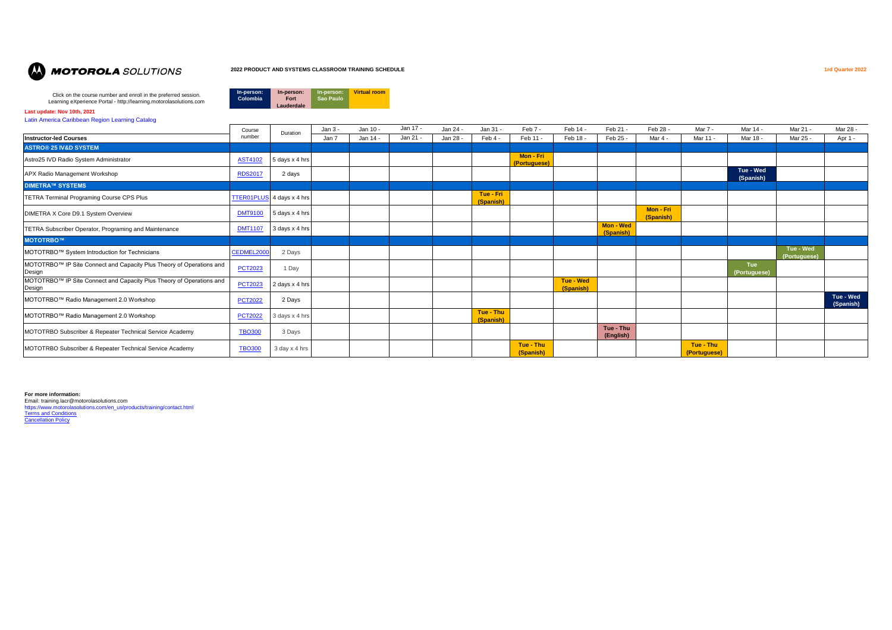MOTOROLA SOLUTIONS

**2022 PRODUCT AND SYSTEMS CLASSROOM TRAINING SCHEDULE**

**1rd Quarter 2022**

Click on the course number and enroll in the preferred session.
Learning eXperience Portal - http://learning.motorolasolutions.com

| In-person: Colombia | In-person: Fort Lauderdale | In-person: Sao Paulo | Virtual room |
|---|---|---|---|

**Last update: Nov 10th, 2021**

Latin America Caribbean Region Learning Catalog

| Instructor-led Courses | Course number | Duration | Jan 3 - Jan 7 | Jan 10 - Jan 14 - | Jan 17 - Jan 21 - | Jan 24 - Jan 28 - | Jan 31 - Feb 4 - | Feb 7 - Feb 11 - | Feb 14 - Feb 18 - | Feb 21 - Feb 25 - | Feb 28 - Mar 4 - | Mar 7 - Mar 11 - | Mar 14 - Mar 18 - | Mar 21 - Mar 25 - | Mar 28 - Apr 1 - |
|---|---|---|---|---|---|---|---|---|---|---|---|---|---|---|---|
| **ASTRO® 25 IV&D SYSTEM** | | | | | | | | | | | | | | | |
| Astro25 IVD Radio System Administrator | AST4102 | 5 days x 4 hrs | | | | | | Mon - Fri (Portuguese) | | | | | | | |
| APX Radio Management Workshop | RDS2017 | 2 days | | | | | | | | | | | Tue - Wed (Spanish) | | |
| **DIMETRA™ SYSTEMS** | | | | | | | | | | | | | | | |
| TETRA Terminal Programing Course CPS Plus | TTER01PLUS | 4 days x 4 hrs | | | | | Tue - Fri (Spanish) | | | | | | | | |
| DIMETRA X Core D9.1 System Overview | DMT9100 | 5 days x 4 hrs | | | | | | | | | Mon - Fri (Spanish) | | | | |
| TETRA Subscriber Operator, Programing and Maintenance | DMT1107 | 3 days x 4 hrs | | | | | | | | Mon - Wed (Spanish) | | | | | |
| **MOTOTRBO™** | | | | | | | | | | | | | | | |
| MOTOTRBO™ System Introduction for Technicians | CEDMEL2000 | 2 Days | | | | | | | | | | | | Tue - Wed (Portuguese) | |
| MOTOTRBO™ IP Site Connect and Capacity Plus Theory of Operations and Design | PCT2023 | 1 Day | | | | | | | | | | | Tue (Portuguese) | | |
| MOTOTRBO™ IP Site Connect and Capacity Plus Theory of Operations and Design | PCT2023 | 2 days x 4 hrs | | | | | | | Tue - Wed (Spanish) | | | | | | |
| MOTOTRBO™ Radio Management 2.0 Workshop | PCT2022 | 2 Days | | | | | | | | | | | | | Tue - Wed (Spanish) |
| MOTOTRBO™ Radio Management 2.0 Workshop | PCT2022 | 3 days x 4 hrs | | | | | Tue - Thu (Spanish) | | | | | | | | |
| MOTOTRBO Subscriber & Repeater Technical Service Academy | TBO300 | 3 Days | | | | | | | | Tue - Thu (English) | | | | | |
| MOTOTRBO Subscriber & Repeater Technical Service Academy | TBO300 | 3 day x 4 hrs | | | | | | Tue - Thu (Spanish) | | | | Tue - Thu (Portuguese) | | | |

**For more information:**
Email: training.lacr@motorolasolutions.com
https://www.motorolasolutions.com/en_us/products/training/contact.html
Terms and Conditions
Cancellation Policy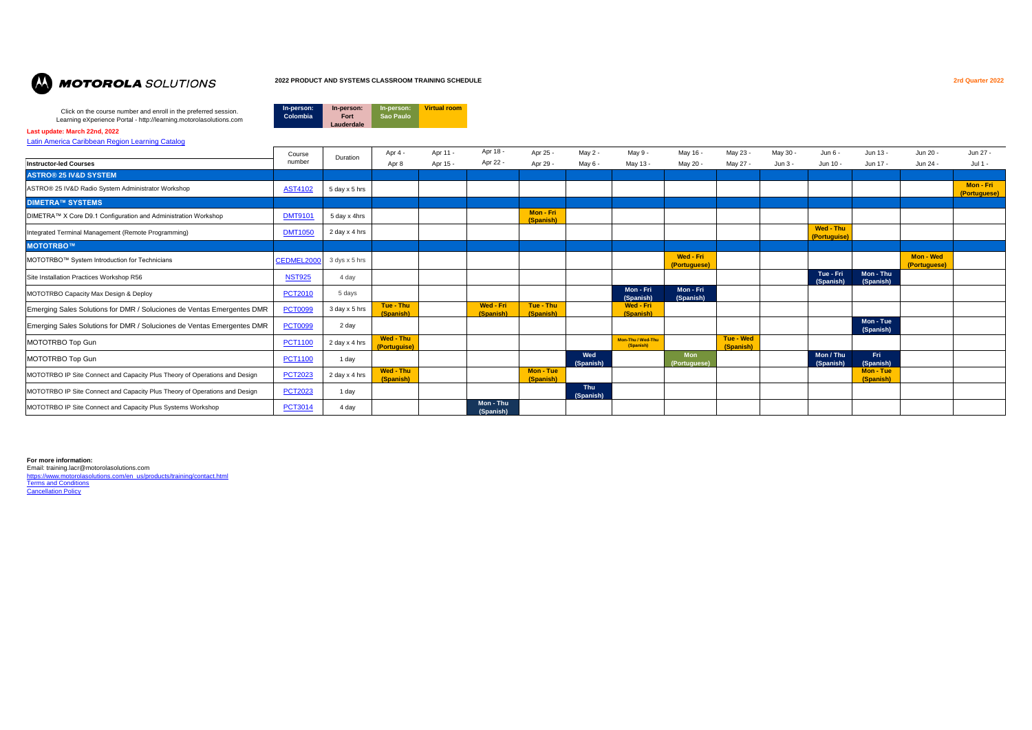**MOTOROLA SOLUTIONS**

**2022 PRODUCT AND SYSTEMS CLASSROOM TRAINING SCHEDULE**

**2rd Quarter 2022**

Click on the course number and enroll in the preferred session.
Learning eXperience Portal - http://learning.motorolasolutions.com

| In-person: Colombia | In-person: Fort Lauderdale | In-person: Sao Paulo | Virtual room |
|---|---|---|---|

**Last update: March 22nd, 2022**

Latin America Caribbean Region Learning Catalog

| Instructor-led Courses | Course number | Duration | Apr 4 - Apr 8 | Apr 11 - Apr 15 - | Apr 18 - Apr 22 - | Apr 25 - Apr 29 - | May 2 - May 6 - | May 9 - May 13 - | May 16 - May 20 - | May 23 - May 27 - | May 30 - Jun 3 - | Jun 6 - Jun 10 - | Jun 13 - Jun 17 - | Jun 20 - Jun 24 - | Jun 27 - Jul 1 - |
|---|---|---|---|---|---|---|---|---|---|---|---|---|---|---|---|
| **ASTRO® 25 IV&D SYSTEM** | | | | | | | | | | | | | | | |
| ASTRO® 25 IV&D Radio System Administrator Workshop | AST4102 | 5 day x 5 hrs | | | | | | | | | | | | | Mon - Fri (Portuguese) |
| **DIMETRA™ SYSTEMS** | | | | | | | | | | | | | | | |
| DIMETRA™ X Core D9.1 Configuration and Administration Workshop | DMT9101 | 5 day x 4hrs | | | | Mon - Fri (Spanish) | | | | | | | | | |
| Integrated Terminal Management (Remote Programming) | DMT1050 | 2 day x 4 hrs | | | | | | | | | | Wed - Thu (Portuguise) | | | |
| **MOTOTRBO™** | | | | | | | | | | | | | | | |
| MOTOTRBO™ System Introduction for Technicians | CEDMEL2000 | 3 dys x 5 hrs | | | | | | | Wed - Fri (Portuguese) | | | | | Mon - Wed (Portuguese) | |
| Site Installation Practices Workshop R56 | NST925 | 4 day | | | | | | | | | | Tue - Fri (Spanish) | Mon - Thu (Spanish) | | |
| MOTOTRBO Capacity Max Design & Deploy | PCT2010 | 5 days | | | | | | Mon - Fri (Spanish) | Mon - Fri (Spanish) | | | | | | |
| Emerging Sales Solutions for DMR / Soluciones de Ventas Emergentes DMR | PCT0099 | 3 day x 5 hrs | Tue - Thu (Spanish) | | Wed - Fri (Spanish) | Tue - Thu (Spanish) | | Wed - Fri (Spanish) | | | | | | | |
| Emerging Sales Solutions for DMR / Soluciones de Ventas Emergentes DMR | PCT0099 | 2 day | | | | | | | | | | | Mon - Tue (Spanish) | | |
| MOTOTRBO Top Gun | PCT1100 | 2 day x 4 hrs | Wed - Thu (Portuguise) | | | | | Mon-Thu / Wed-Thu (Spanish) | | Tue - Wed (Spanish) | | | | | |
| MOTOTRBO Top Gun | PCT1100 | 1 day | | | | | Wed (Spanish) | | Mon (Portuguese) | | | Mon / Thu (Spanish) | Fri (Spanish) | | |
| MOTOTRBO IP Site Connect and Capacity Plus Theory of Operations and Design | PCT2023 | 2 day x 4 hrs | Wed - Thu (Spanish) | | | Mon - Tue (Spanish) | | | | | | | Mon - Tue (Spanish) | | |
| MOTOTRBO IP Site Connect and Capacity Plus Theory of Operations and Design | PCT2023 | 1 day | | | | | Thu (Spanish) | | | | | | | | |
| MOTOTRBO IP Site Connect and Capacity Plus Systems Workshop | PCT3014 | 4 day | | | Mon - Thu (Spanish) | | | | | | | | | | |

**For more information:**
Email: training.lacr@motorolasolutions.com
https://www.motorolasolutions.com/en_us/products/training/contact.html
Terms and Conditions
Cancellation Policy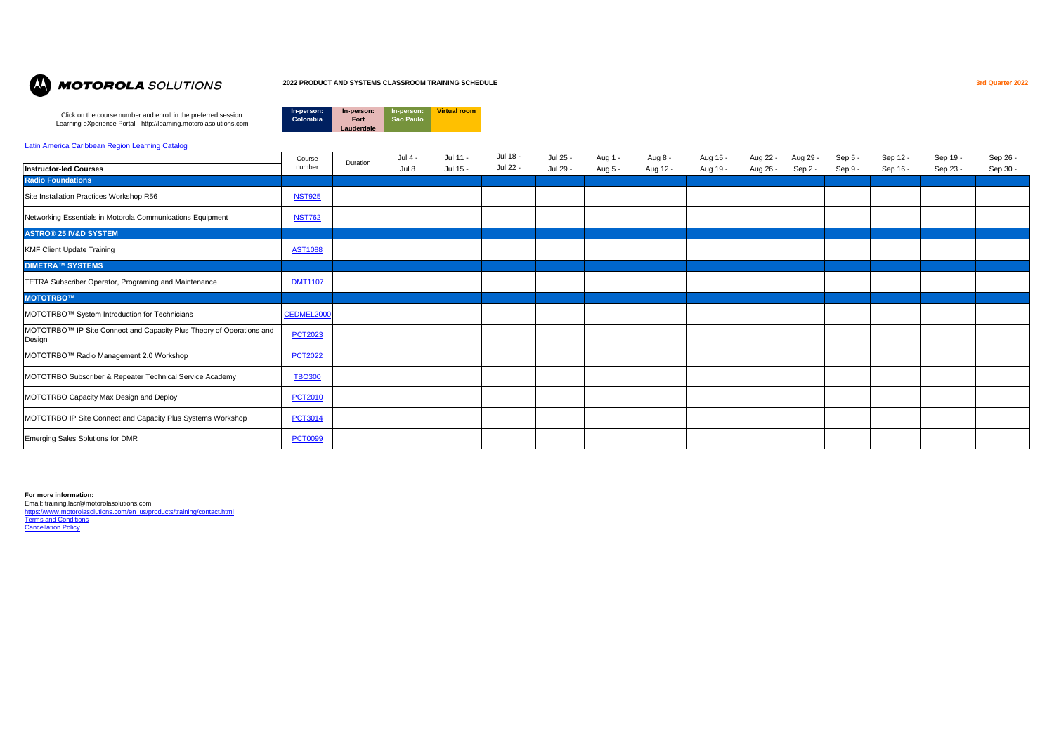**MOTOROLA** SOLUTIONS

**2022 PRODUCT AND SYSTEMS CLASSROOM TRAINING SCHEDULE**

**3rd Quarter 2022**

Click on the course number and enroll in the preferred session.
Learning eXperience Portal - http://learning.motorolasolutions.com

| In-person: Colombia | In-person: Fort Lauderdale | In-person: Sao Paulo | Virtual room |
|---|---|---|---|

Latin America Caribbean Region Learning Catalog

| Instructor-led Courses | Course number | Duration | Jul 4 - Jul 8 | Jul 11 - Jul 15 - | Jul 18 - Jul 22 - | Jul 25 - Jul 29 - | Aug 1 - Aug 5 - | Aug 8 - Aug 12 - | Aug 15 - Aug 19 - | Aug 22 - Aug 26 - | Aug 29 - Sep 2 - | Sep 5 - Sep 9 - | Sep 12 - Sep 16 - | Sep 19 - Sep 23 - | Sep 26 - Sep 30 - |
|---|---|---|---|---|---|---|---|---|---|---|---|---|---|---|---|
| **Radio Foundations** | | | | | | | | | | | | | | | |
| Site Installation Practices Workshop R56 | NST925 | | | | | | | | | | | | | | |
| Networking Essentials in Motorola Communications Equipment | NST762 | | | | | | | | | | | | | | |
| **ASTRO® 25 IV&D SYSTEM** | | | | | | | | | | | | | | | |
| KMF Client Update Training | AST1088 | | | | | | | | | | | | | | |
| **DIMETRA™ SYSTEMS** | | | | | | | | | | | | | | | |
| TETRA Subscriber Operator, Programing and Maintenance | DMT1107 | | | | | | | | | | | | | | |
| **MOTOTRBO™** | | | | | | | | | | | | | | | |
| MOTOTRBO™ System Introduction for Technicians | CEDMEL2000 | | | | | | | | | | | | | | |
| MOTOTRBO™ IP Site Connect and Capacity Plus Theory of Operations and Design | PCT2023 | | | | | | | | | | | | | | |
| MOTOTRBO™ Radio Management 2.0 Workshop | PCT2022 | | | | | | | | | | | | | | |
| MOTOTRBO Subscriber & Repeater Technical Service Academy | TBO300 | | | | | | | | | | | | | | |
| MOTOTRBO Capacity Max Design and Deploy | PCT2010 | | | | | | | | | | | | | | |
| MOTOTRBO IP Site Connect and Capacity Plus Systems Workshop | PCT3014 | | | | | | | | | | | | | | |
| Emerging Sales Solutions for DMR | PCT0099 | | | | | | | | | | | | | | |

**For more information:**
Email: training.lacr@motorolasolutions.com
https://www.motorolasolutions.com/en_us/products/training/contact.html
Terms and Conditions
Cancellation Policy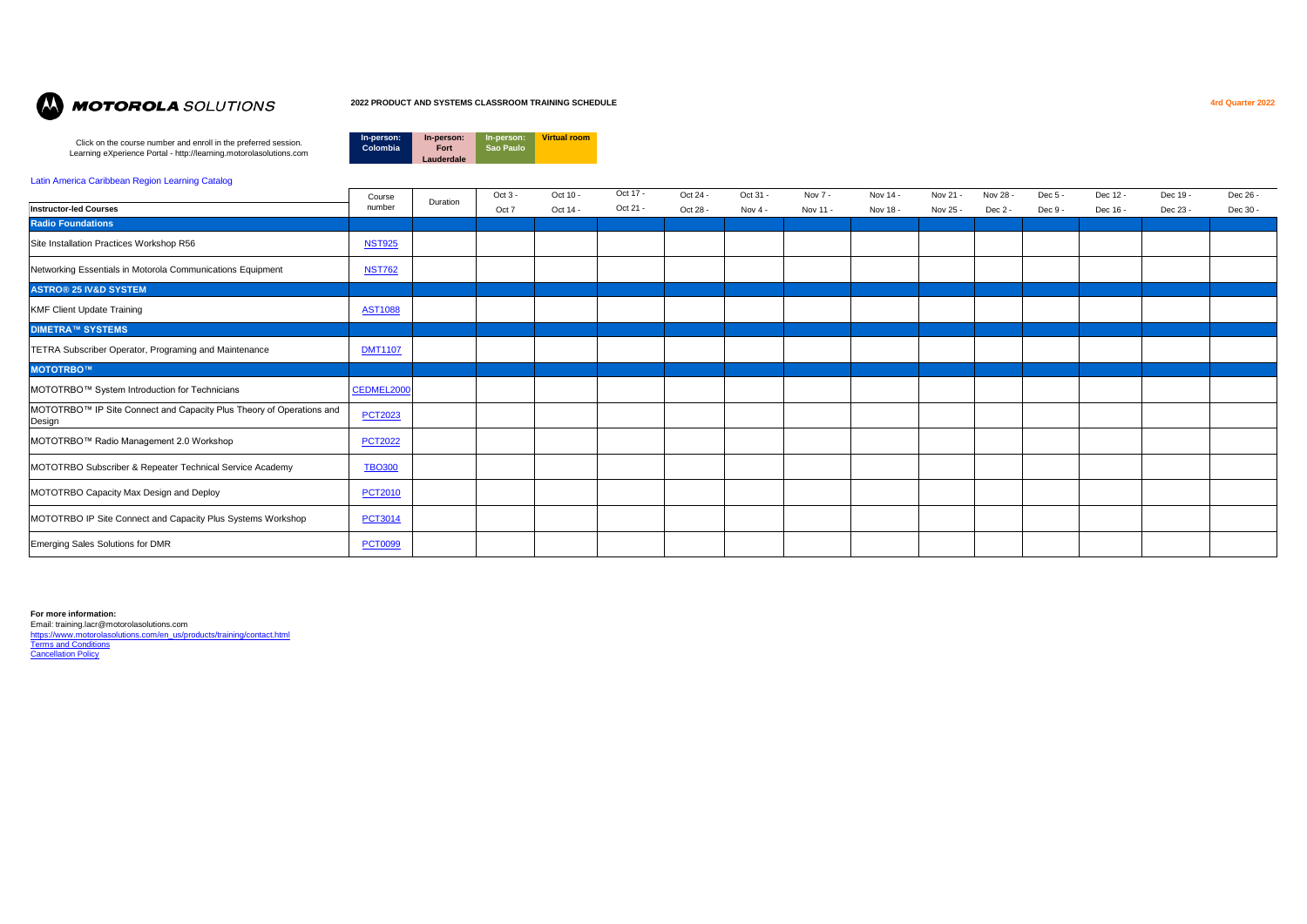**MOTOROLA** SOLUTIONS

**2022 PRODUCT AND SYSTEMS CLASSROOM TRAINING SCHEDULE**

**4rd Quarter 2022**

Click on the course number and enroll in the preferred session.
Learning eXperience Portal - http://learning.motorolasolutions.com

| In-person: Colombia | In-person: Fort Lauderdale | In-person: Sao Paulo | Virtual room |
|---|---|---|---|

Latin America Caribbean Region Learning Catalog

| Instructor-led Courses | Course number | Duration | Oct 3 - Oct 7 | Oct 10 - Oct 14 - | Oct 17 - Oct 21 - | Oct 24 - Oct 28 - | Oct 31 - Nov 4 - | Nov 7 - Nov 11 - | Nov 14 - Nov 18 - | Nov 21 - Nov 25 - | Nov 28 - Dec 2 - | Dec 5 - Dec 9 - | Dec 12 - Dec 16 - | Dec 19 - Dec 23 - | Dec 26 - Dec 30 - |
|---|---|---|---|---|---|---|---|---|---|---|---|---|---|---|---|
| **Radio Foundations** | | | | | | | | | | | | | | | |
| Site Installation Practices Workshop R56 | NST925 | | | | | | | | | | | | | | |
| Networking Essentials in Motorola Communications Equipment | NST762 | | | | | | | | | | | | | | |
| **ASTRO® 25 IV&D SYSTEM** | | | | | | | | | | | | | | | |
| KMF Client Update Training | AST1088 | | | | | | | | | | | | | | |
| **DIMETRA™ SYSTEMS** | | | | | | | | | | | | | | | |
| TETRA Subscriber Operator, Programing and Maintenance | DMT1107 | | | | | | | | | | | | | | |
| **MOTOTRBO™** | | | | | | | | | | | | | | | |
| MOTOTRBO™ System Introduction for Technicians | CEDMEL2000 | | | | | | | | | | | | | | |
| MOTOTRBO™ IP Site Connect and Capacity Plus Theory of Operations and Design | PCT2023 | | | | | | | | | | | | | | |
| MOTOTRBO™ Radio Management 2.0 Workshop | PCT2022 | | | | | | | | | | | | | | |
| MOTOTRBO Subscriber & Repeater Technical Service Academy | TBO300 | | | | | | | | | | | | | | |
| MOTOTRBO Capacity Max Design and Deploy | PCT2010 | | | | | | | | | | | | | | |
| MOTOTRBO IP Site Connect and Capacity Plus Systems Workshop | PCT3014 | | | | | | | | | | | | | | |
| Emerging Sales Solutions for DMR | PCT0099 | | | | | | | | | | | | | | |

**For more information:**
Email: training.lacr@motorolasolutions.com
https://www.motorolasolutions.com/en_us/products/training/contact.html
Terms and Conditions
Cancellation Policy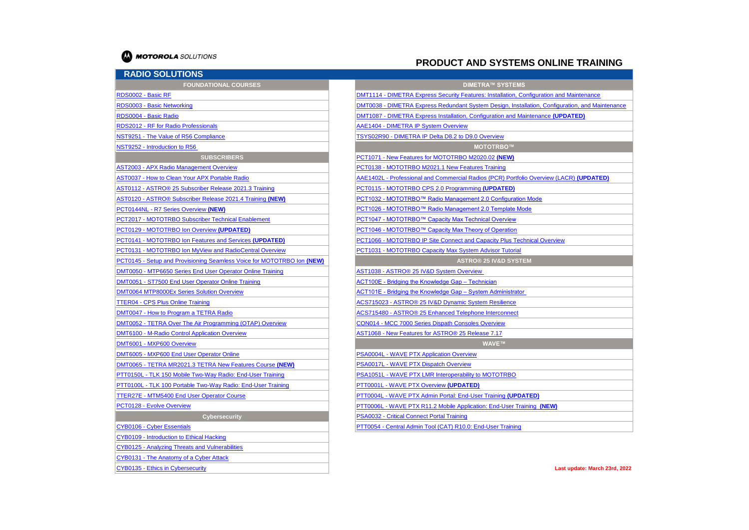**MOTOROLA** *SOLUTIONS*

# PRODUCT AND SYSTEMS ONLINE TRAINING

## RADIO SOLUTIONS

| FOUNDATIONAL COURSES |
|---|
| RDS0002 - Basic RF |
| RDS0003 - Basic Networking |
| RDS0004 - Basic Radio |
| RDS2012 - RF for Radio Professionals |
| NST9251 - The Value of R56 Compliance |
| NST9252 - Introduction to R56 |
| **SUBSCRIBERS** |
| AST2003 - APX Radio Management Overview |
| AST0037 - How to Clean Your APX Portable Radio |
| AST0112 - ASTRO® 25 Subscriber Release 2021.3 Training |
| AST0120 - ASTRO® Subscriber Release 2021.4 Training **(NEW)** |
| PCT0144NL - R7 Series Overview **(NEW)** |
| PCT2017 - MOTOTRBO Subscriber Technical Enablement |
| PCT0129 - MOTOTRBO Ion Overview **(UPDATED)** |
| PCT0141 - MOTOTRBO Ion Features and Services **(UPDATED)** |
| PCT0131 - MOTOTRBO Ion MyView and RadioCentral Overview |
| PCT0145 - Setup and Provisioning Seamless Voice for MOTOTRBO Ion **(NEW)** |
| DMT0050 - MTP6650 Series End User Operator Online Training |
| DMT0051 - ST7500 End User Operator Online Training |
| DMT0064 MTP8000Ex Series Solution Overview |
| TTER04 - CPS Plus Online Training |
| DMT0047 - How to Program a TETRA Radio |
| DMT0052 - TETRA Over The Air Programming (OTAP) Overview |
| DMT6100 - M-Radio Control Application Overview |
| DMT6001 - MXP600 Overview |
| DMT6005 - MXP600 End User Operator Online |
| DMT0065 - TETRA MR2021.3 TETRA New Features Course **(NEW)** |
| PTT0150L - TLK 150 Mobile Two-Way Radio: End-User Training |
| PTT0100L - TLK 100 Portable Two-Way Radio: End-User Training |
| TTER27E - MTM5400 End User Operator Course |
| PCT0128 - Evolve Overview |
| **Cybersecurity** |
| CYB0106 - Cyber Essentials |
| CYB0109 - Introduction to Ethical Hacking |
| CYB0125 - Analyzing Threats and Vulnerabilities |
| CYB0131 - The Anatomy of a Cyber Attack |
| CYB0135 - Ethics in Cybersecurity |

| DIMETRA™ SYSTEMS |
|---|
| DMT1114 - DIMETRA Express Security Features: Installation, Configuration and Maintenance |
| DMT0038 - DIMETRA Express Redundant System Design, Installation, Configuration, and Maintenance |
| DMT1087 - DIMETRA Express Installation, Configuration and Maintenance **(UPDATED)** |
| AAE1404 - DIMETRA IP System Overview |
| TSYS02R90 - DIMETRA IP Delta D8.2 to D9.0 Overview |
| **MOTOTRBO™** |
| PCT1071 - New Features for MOTOTRBO M2020.02 **(NEW)** |
| PCT0138 - MOTOTRBO M2021.1 New Features Training |
| AAE1402L - Professional and Commercial Radios (PCR) Portfolio Overview (LACR) **(UPDATED)** |
| PCT0115 - MOTOTRBO CPS 2.0 Programming **(UPDATED)** |
| PCT1032 - MOTOTRBO™ Radio Management 2.0 Configuration Mode |
| PCT1026 - MOTOTRBO™ Radio Management 2.0 Template Mode |
| PCT1047 - MOTOTRBO™ Capacity Max Technical Overview |
| PCT1046 - MOTOTRBO™ Capacity Max Theory of Operation |
| PCT1066 - MOTOTRBO IP Site Connect and Capacity Plus Technical Overview |
| PCT1031 - MOTOTRBO Capacity Max System Advisor Tutorial |
| **ASTRO® 25 IV&D SYSTEM** |
| AST1038 - ASTRO® 25 IV&D System Overview |
| ACT100E - Bridging the Knowledge Gap – Technician |
| ACT101E - Bridging the Knowledge Gap – System Administrator |
| ACS715023 - ASTRO® 25 IV&D Dynamic System Resilience |
| ACS715480 - ASTRO® 25 Enhanced Telephone Interconnect |
| CON014 - MCC 7000 Series Dispath Consoles Overview |
| AST1068 - New Features for ASTRO® 25 Release 7.17 |
| **WAVE™** |
| PSA0004L - WAVE PTX Application Overview |
| PSA0017L - WAVE PTX Dispatch Overview |
| PSA1051L - WAVE PTX LMR Interoperability to MOTOTRBO |
| PTT0001L - WAVE PTX Overview **(UPDATED)** |
| PTT0004L - WAVE PTX Admin Portal: End-User Training **(UPDATED)** |
| PTT0006L - WAVE PTX R11.2 Mobile Application: End-User Training **(NEW)** |
| PSA0032 - Critical Connect Portal Training |
| PTT0054 - Central Admin Tool (CAT) R10.0: End-User Training |

**Last update: March 23rd, 2022**